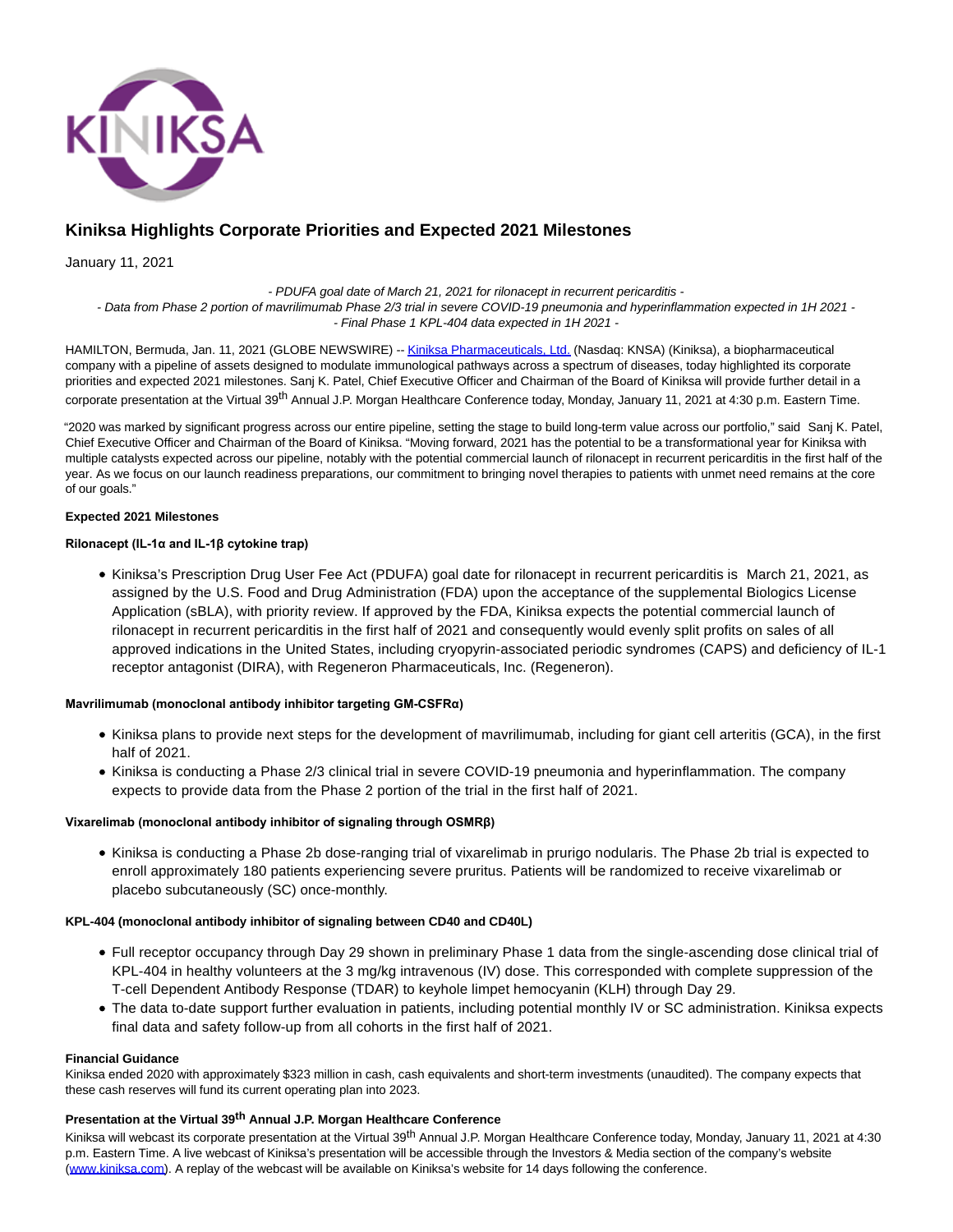# Kiniksa Highlights Corporate Priorities and Expected 2021 Milestones

January 11, 2021

*- PDUFA goal date of March 21, 2021 for rilonacept in recurrent pericarditis -*
*- Data from Phase 2 portion of mavrilimumab Phase 2/3 trial in severe COVID-19 pneumonia and hyperinflammation expected in 1H 2021 -*
*- Final Phase 1 KPL-404 data expected in 1H 2021 -*

HAMILTON, Bermuda, Jan. 11, 2021 (GLOBE NEWSWIRE) -- Kiniksa Pharmaceuticals, Ltd. (Nasdaq: KNSA) (Kiniksa), a biopharmaceutical company with a pipeline of assets designed to modulate immunological pathways across a spectrum of diseases, today highlighted its corporate priorities and expected 2021 milestones. Sanj K. Patel, Chief Executive Officer and Chairman of the Board of Kiniksa will provide further detail in a corporate presentation at the Virtual 39th Annual J.P. Morgan Healthcare Conference today, Monday, January 11, 2021 at 4:30 p.m. Eastern Time.

"2020 was marked by significant progress across our entire pipeline, setting the stage to build long-term value across our portfolio," said Sanj K. Patel, Chief Executive Officer and Chairman of the Board of Kiniksa. "Moving forward, 2021 has the potential to be a transformational year for Kiniksa with multiple catalysts expected across our pipeline, notably with the potential commercial launch of rilonacept in recurrent pericarditis in the first half of the year. As we focus on our launch readiness preparations, our commitment to bringing novel therapies to patients with unmet need remains at the core of our goals."

**Expected 2021 Milestones**

**Rilonacept (IL-1α and IL-1β cytokine trap)**

- Kiniksa's Prescription Drug User Fee Act (PDUFA) goal date for rilonacept in recurrent pericarditis is March 21, 2021, as assigned by the U.S. Food and Drug Administration (FDA) upon the acceptance of the supplemental Biologics License Application (sBLA), with priority review. If approved by the FDA, Kiniksa expects the potential commercial launch of rilonacept in recurrent pericarditis in the first half of 2021 and consequently would evenly split profits on sales of all approved indications in the United States, including cryopyrin-associated periodic syndromes (CAPS) and deficiency of IL-1 receptor antagonist (DIRA), with Regeneron Pharmaceuticals, Inc. (Regeneron).

**Mavrilimumab (monoclonal antibody inhibitor targeting GM-CSFRα)**

- Kiniksa plans to provide next steps for the development of mavrilimumab, including for giant cell arteritis (GCA), in the first half of 2021.
- Kiniksa is conducting a Phase 2/3 clinical trial in severe COVID-19 pneumonia and hyperinflammation. The company expects to provide data from the Phase 2 portion of the trial in the first half of 2021.

**Vixarelimab (monoclonal antibody inhibitor of signaling through OSMRβ)**

- Kiniksa is conducting a Phase 2b dose-ranging trial of vixarelimab in prurigo nodularis. The Phase 2b trial is expected to enroll approximately 180 patients experiencing severe pruritus. Patients will be randomized to receive vixarelimab or placebo subcutaneously (SC) once-monthly.

**KPL-404 (monoclonal antibody inhibitor of signaling between CD40 and CD40L)**

- Full receptor occupancy through Day 29 shown in preliminary Phase 1 data from the single-ascending dose clinical trial of KPL-404 in healthy volunteers at the 3 mg/kg intravenous (IV) dose. This corresponded with complete suppression of the T-cell Dependent Antibody Response (TDAR) to keyhole limpet hemocyanin (KLH) through Day 29.
- The data to-date support further evaluation in patients, including potential monthly IV or SC administration. Kiniksa expects final data and safety follow-up from all cohorts in the first half of 2021.

**Financial Guidance**
Kiniksa ended 2020 with approximately $323 million in cash, cash equivalents and short-term investments (unaudited). The company expects that these cash reserves will fund its current operating plan into 2023.

**Presentation at the Virtual 39th Annual J.P. Morgan Healthcare Conference**
Kiniksa will webcast its corporate presentation at the Virtual 39th Annual J.P. Morgan Healthcare Conference today, Monday, January 11, 2021 at 4:30 p.m. Eastern Time. A live webcast of Kiniksa's presentation will be accessible through the Investors & Media section of the company's website (www.kiniksa.com). A replay of the webcast will be available on Kiniksa's website for 14 days following the conference.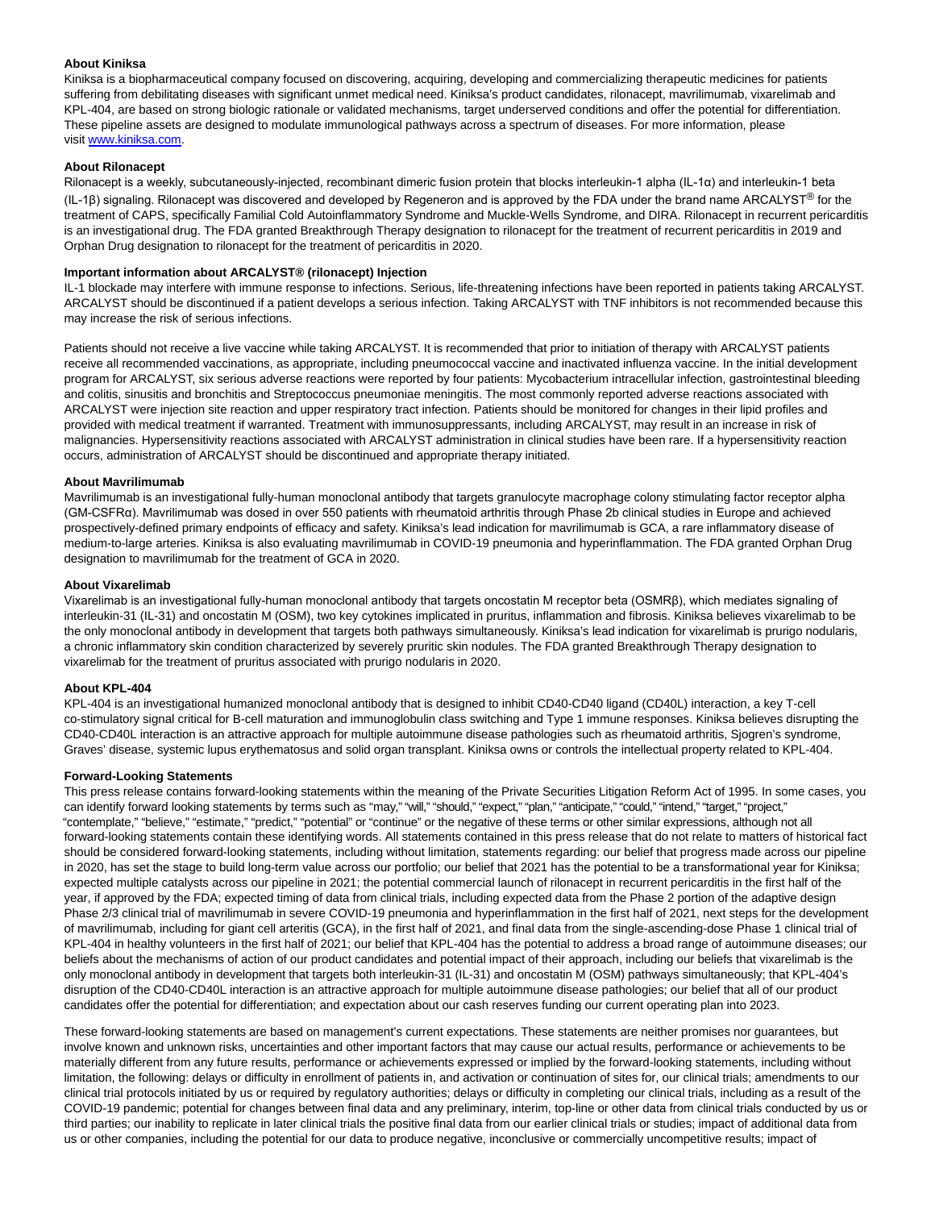**About Kiniksa**

Kiniksa is a biopharmaceutical company focused on discovering, acquiring, developing and commercializing therapeutic medicines for patients suffering from debilitating diseases with significant unmet medical need. Kiniksa's product candidates, rilonacept, mavrilimumab, vixarelimab and KPL-404, are based on strong biologic rationale or validated mechanisms, target underserved conditions and offer the potential for differentiation. These pipeline assets are designed to modulate immunological pathways across a spectrum of diseases. For more information, please visit www.kiniksa.com.

**About Rilonacept**

Rilonacept is a weekly, subcutaneously-injected, recombinant dimeric fusion protein that blocks interleukin-1 alpha (IL-1α) and interleukin-1 beta (IL-1β) signaling. Rilonacept was discovered and developed by Regeneron and is approved by the FDA under the brand name ARCALYST® for the treatment of CAPS, specifically Familial Cold Autoinflammatory Syndrome and Muckle-Wells Syndrome, and DIRA. Rilonacept in recurrent pericarditis is an investigational drug. The FDA granted Breakthrough Therapy designation to rilonacept for the treatment of recurrent pericarditis in 2019 and Orphan Drug designation to rilonacept for the treatment of pericarditis in 2020.

**Important information about ARCALYST® (rilonacept) Injection**

IL-1 blockade may interfere with immune response to infections. Serious, life-threatening infections have been reported in patients taking ARCALYST. ARCALYST should be discontinued if a patient develops a serious infection. Taking ARCALYST with TNF inhibitors is not recommended because this may increase the risk of serious infections.

Patients should not receive a live vaccine while taking ARCALYST. It is recommended that prior to initiation of therapy with ARCALYST patients receive all recommended vaccinations, as appropriate, including pneumococcal vaccine and inactivated influenza vaccine. In the initial development program for ARCALYST, six serious adverse reactions were reported by four patients: Mycobacterium intracellular infection, gastrointestinal bleeding and colitis, sinusitis and bronchitis and Streptococcus pneumoniae meningitis. The most commonly reported adverse reactions associated with ARCALYST were injection site reaction and upper respiratory tract infection. Patients should be monitored for changes in their lipid profiles and provided with medical treatment if warranted. Treatment with immunosuppressants, including ARCALYST, may result in an increase in risk of malignancies. Hypersensitivity reactions associated with ARCALYST administration in clinical studies have been rare. If a hypersensitivity reaction occurs, administration of ARCALYST should be discontinued and appropriate therapy initiated.

**About Mavrilimumab**

Mavrilimumab is an investigational fully-human monoclonal antibody that targets granulocyte macrophage colony stimulating factor receptor alpha (GM-CSFRα). Mavrilimumab was dosed in over 550 patients with rheumatoid arthritis through Phase 2b clinical studies in Europe and achieved prospectively-defined primary endpoints of efficacy and safety. Kiniksa's lead indication for mavrilimumab is GCA, a rare inflammatory disease of medium-to-large arteries. Kiniksa is also evaluating mavrilimumab in COVID-19 pneumonia and hyperinflammation. The FDA granted Orphan Drug designation to mavrilimumab for the treatment of GCA in 2020.

**About Vixarelimab**

Vixarelimab is an investigational fully-human monoclonal antibody that targets oncostatin M receptor beta (OSMRβ), which mediates signaling of interleukin-31 (IL-31) and oncostatin M (OSM), two key cytokines implicated in pruritus, inflammation and fibrosis. Kiniksa believes vixarelimab to be the only monoclonal antibody in development that targets both pathways simultaneously. Kiniksa's lead indication for vixarelimab is prurigo nodularis, a chronic inflammatory skin condition characterized by severely pruritic skin nodules. The FDA granted Breakthrough Therapy designation to vixarelimab for the treatment of pruritus associated with prurigo nodularis in 2020.

**About KPL-404**

KPL-404 is an investigational humanized monoclonal antibody that is designed to inhibit CD40-CD40 ligand (CD40L) interaction, a key T-cell co-stimulatory signal critical for B-cell maturation and immunoglobulin class switching and Type 1 immune responses. Kiniksa believes disrupting the CD40-CD40L interaction is an attractive approach for multiple autoimmune disease pathologies such as rheumatoid arthritis, Sjogren's syndrome, Graves' disease, systemic lupus erythematosus and solid organ transplant. Kiniksa owns or controls the intellectual property related to KPL-404.

**Forward-Looking Statements**

This press release contains forward-looking statements within the meaning of the Private Securities Litigation Reform Act of 1995. In some cases, you can identify forward looking statements by terms such as "may," "will," "should," "expect," "plan," "anticipate," "could," "intend," "target," "project," "contemplate," "believe," "estimate," "predict," "potential" or "continue" or the negative of these terms or other similar expressions, although not all forward-looking statements contain these identifying words. All statements contained in this press release that do not relate to matters of historical fact should be considered forward-looking statements, including without limitation, statements regarding: our belief that progress made across our pipeline in 2020, has set the stage to build long-term value across our portfolio; our belief that 2021 has the potential to be a transformational year for Kiniksa; expected multiple catalysts across our pipeline in 2021; the potential commercial launch of rilonacept in recurrent pericarditis in the first half of the year, if approved by the FDA; expected timing of data from clinical trials, including expected data from the Phase 2 portion of the adaptive design Phase 2/3 clinical trial of mavrilimumab in severe COVID-19 pneumonia and hyperinflammation in the first half of 2021, next steps for the development of mavrilimumab, including for giant cell arteritis (GCA), in the first half of 2021, and final data from the single-ascending-dose Phase 1 clinical trial of KPL-404 in healthy volunteers in the first half of 2021; our belief that KPL-404 has the potential to address a broad range of autoimmune diseases; our beliefs about the mechanisms of action of our product candidates and potential impact of their approach, including our beliefs that vixarelimab is the only monoclonal antibody in development that targets both interleukin-31 (IL-31) and oncostatin M (OSM) pathways simultaneously; that KPL-404's disruption of the CD40-CD40L interaction is an attractive approach for multiple autoimmune disease pathologies; our belief that all of our product candidates offer the potential for differentiation; and expectation about our cash reserves funding our current operating plan into 2023.

These forward-looking statements are based on management's current expectations. These statements are neither promises nor guarantees, but involve known and unknown risks, uncertainties and other important factors that may cause our actual results, performance or achievements to be materially different from any future results, performance or achievements expressed or implied by the forward-looking statements, including without limitation, the following: delays or difficulty in enrollment of patients in, and activation or continuation of sites for, our clinical trials; amendments to our clinical trial protocols initiated by us or required by regulatory authorities; delays or difficulty in completing our clinical trials, including as a result of the COVID-19 pandemic; potential for changes between final data and any preliminary, interim, top-line or other data from clinical trials conducted by us or third parties; our inability to replicate in later clinical trials the positive final data from our earlier clinical trials or studies; impact of additional data from us or other companies, including the potential for our data to produce negative, inconclusive or commercially uncompetitive results; impact of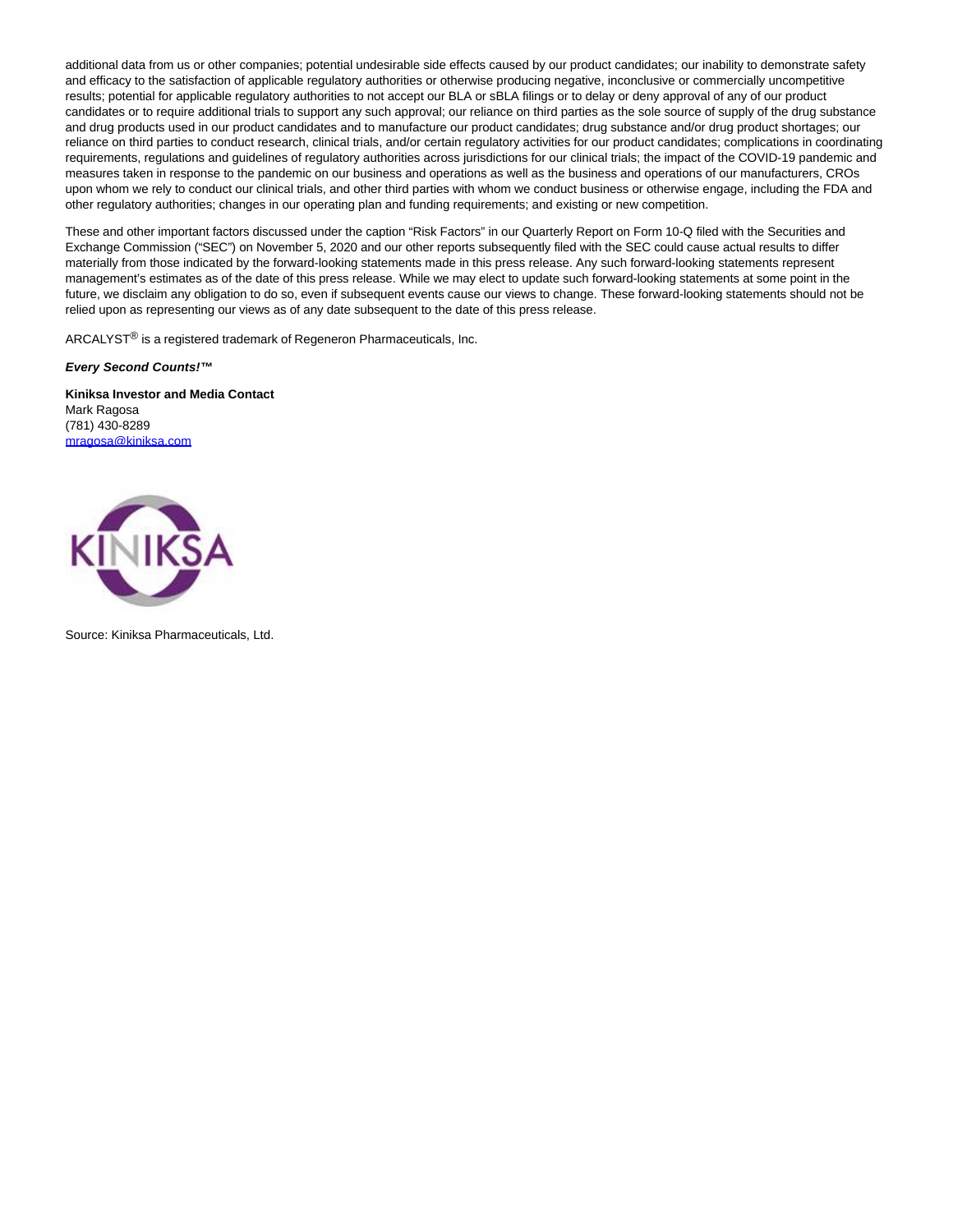additional data from us or other companies; potential undesirable side effects caused by our product candidates; our inability to demonstrate safety and efficacy to the satisfaction of applicable regulatory authorities or otherwise producing negative, inconclusive or commercially uncompetitive results; potential for applicable regulatory authorities to not accept our BLA or sBLA filings or to delay or deny approval of any of our product candidates or to require additional trials to support any such approval; our reliance on third parties as the sole source of supply of the drug substance and drug products used in our product candidates and to manufacture our product candidates; drug substance and/or drug product shortages; our reliance on third parties to conduct research, clinical trials, and/or certain regulatory activities for our product candidates; complications in coordinating requirements, regulations and guidelines of regulatory authorities across jurisdictions for our clinical trials; the impact of the COVID-19 pandemic and measures taken in response to the pandemic on our business and operations as well as the business and operations of our manufacturers, CROs upon whom we rely to conduct our clinical trials, and other third parties with whom we conduct business or otherwise engage, including the FDA and other regulatory authorities; changes in our operating plan and funding requirements; and existing or new competition.

These and other important factors discussed under the caption “Risk Factors” in our Quarterly Report on Form 10-Q filed with the Securities and Exchange Commission (“SEC”) on November 5, 2020 and our other reports subsequently filed with the SEC could cause actual results to differ materially from those indicated by the forward-looking statements made in this press release. Any such forward-looking statements represent management’s estimates as of the date of this press release. While we may elect to update such forward-looking statements at some point in the future, we disclaim any obligation to do so, even if subsequent events cause our views to change. These forward-looking statements should not be relied upon as representing our views as of any date subsequent to the date of this press release.

ARCALYST® is a registered trademark of Regeneron Pharmaceuticals, Inc.

***Every Second Counts!™***

**Kiniksa Investor and Media Contact**
Mark Ragosa
(781) 430-8289
mragosa@kiniksa.com

KINIKSA

Source: Kiniksa Pharmaceuticals, Ltd.